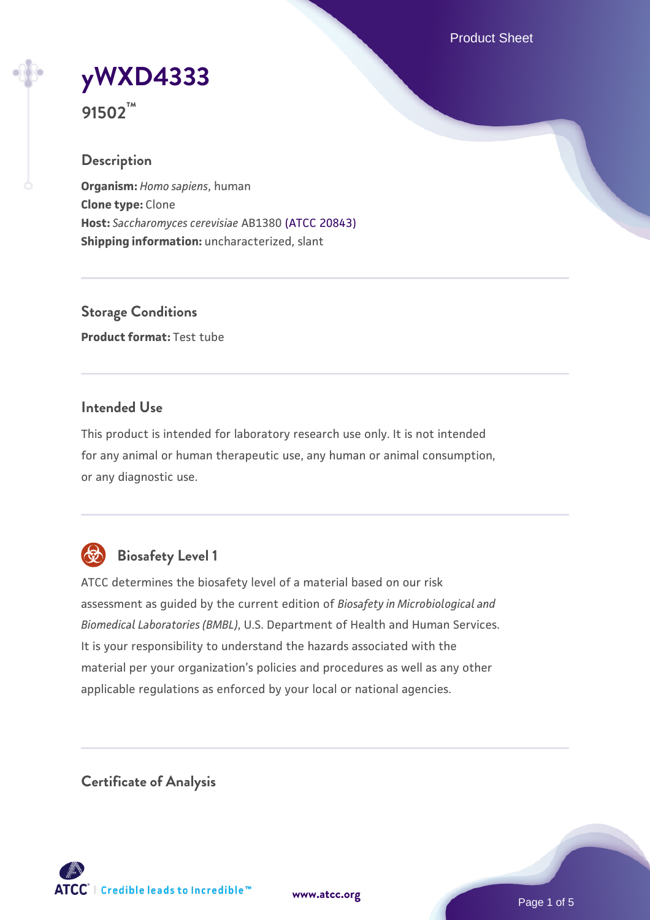# yWXD4333

**91502™**

## Description

**Organism:** *Homo sapiens*, human
**Clone type:** Clone
**Host:** *Saccharomyces cerevisiae* AB1380 (ATCC 20843)
**Shipping information:** uncharacterized, slant

## Storage Conditions

**Product format:** Test tube

## Intended Use

This product is intended for laboratory research use only. It is not intended for any animal or human therapeutic use, any human or animal consumption, or any diagnostic use.

## Biosafety Level 1

ATCC determines the biosafety level of a material based on our risk assessment as guided by the current edition of *Biosafety in Microbiological and Biomedical Laboratories (BMBL)*, U.S. Department of Health and Human Services. It is your responsibility to understand the hazards associated with the material per your organization's policies and procedures as well as any other applicable regulations as enforced by your local or national agencies.

## Certificate of Analysis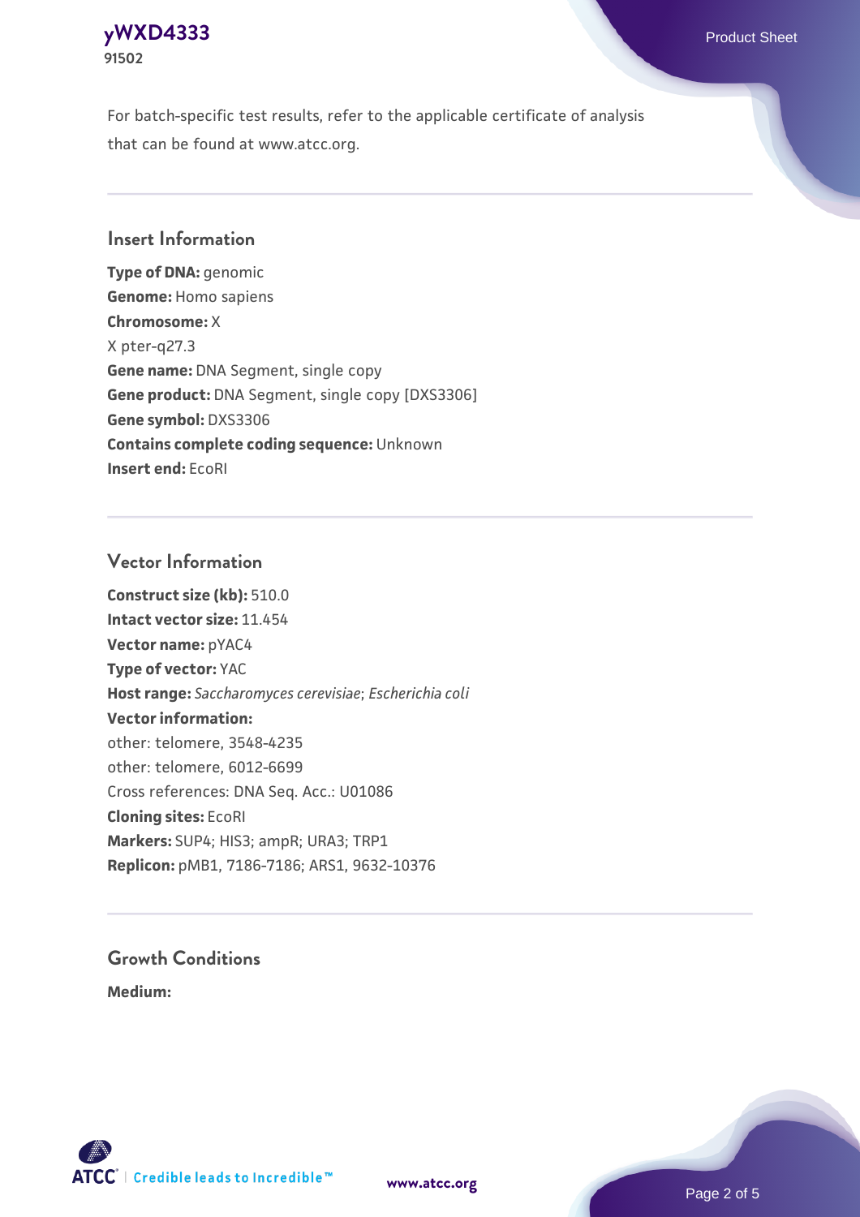For batch-specific test results, refer to the applicable certificate of analysis that can be found at www.atcc.org.

## Insert Information

**Type of DNA:** genomic
**Genome:** Homo sapiens
**Chromosome:** X
X pter-q27.3
**Gene name:** DNA Segment, single copy
**Gene product:** DNA Segment, single copy [DXS3306]
**Gene symbol:** DXS3306
**Contains complete coding sequence:** Unknown
**Insert end:** EcoRI

## Vector Information

**Construct size (kb):** 510.0
**Intact vector size:** 11.454
**Vector name:** pYAC4
**Type of vector:** YAC
**Host range:** *Saccharomyces cerevisiae*; *Escherichia coli*
**Vector information:**
other: telomere, 3548-4235
other: telomere, 6012-6699
Cross references: DNA Seq. Acc.: U01086
**Cloning sites:** EcoRI
**Markers:** SUP4; HIS3; ampR; URA3; TRP1
**Replicon:** pMB1, 7186-7186; ARS1, 9632-10376

## Growth Conditions

**Medium:**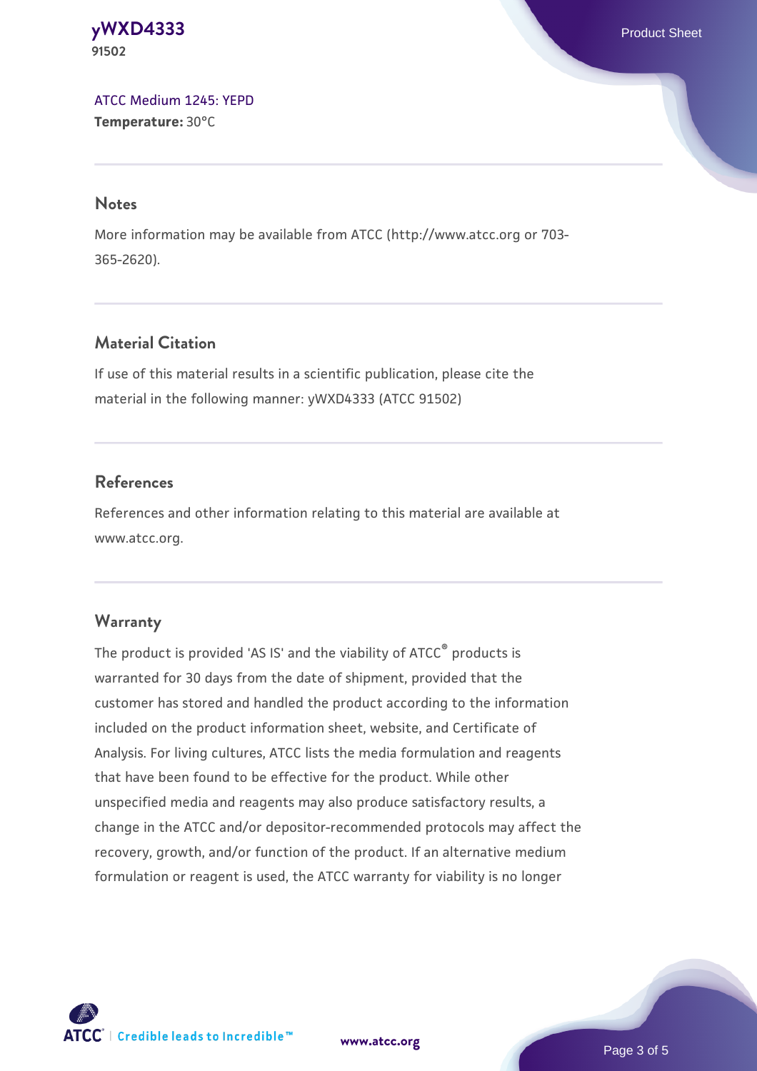ATCC Medium 1245: YEPD
**Temperature:** 30°C

## Notes

More information may be available from ATCC (http://www.atcc.org or 703-365-2620).

## Material Citation

If use of this material results in a scientific publication, please cite the material in the following manner: yWXD4333 (ATCC 91502)

## References

References and other information relating to this material are available at www.atcc.org.

## Warranty

The product is provided 'AS IS' and the viability of ATCC® products is warranted for 30 days from the date of shipment, provided that the customer has stored and handled the product according to the information included on the product information sheet, website, and Certificate of Analysis. For living cultures, ATCC lists the media formulation and reagents that have been found to be effective for the product. While other unspecified media and reagents may also produce satisfactory results, a change in the ATCC and/or depositor-recommended protocols may affect the recovery, growth, and/or function of the product. If an alternative medium formulation or reagent is used, the ATCC warranty for viability is no longer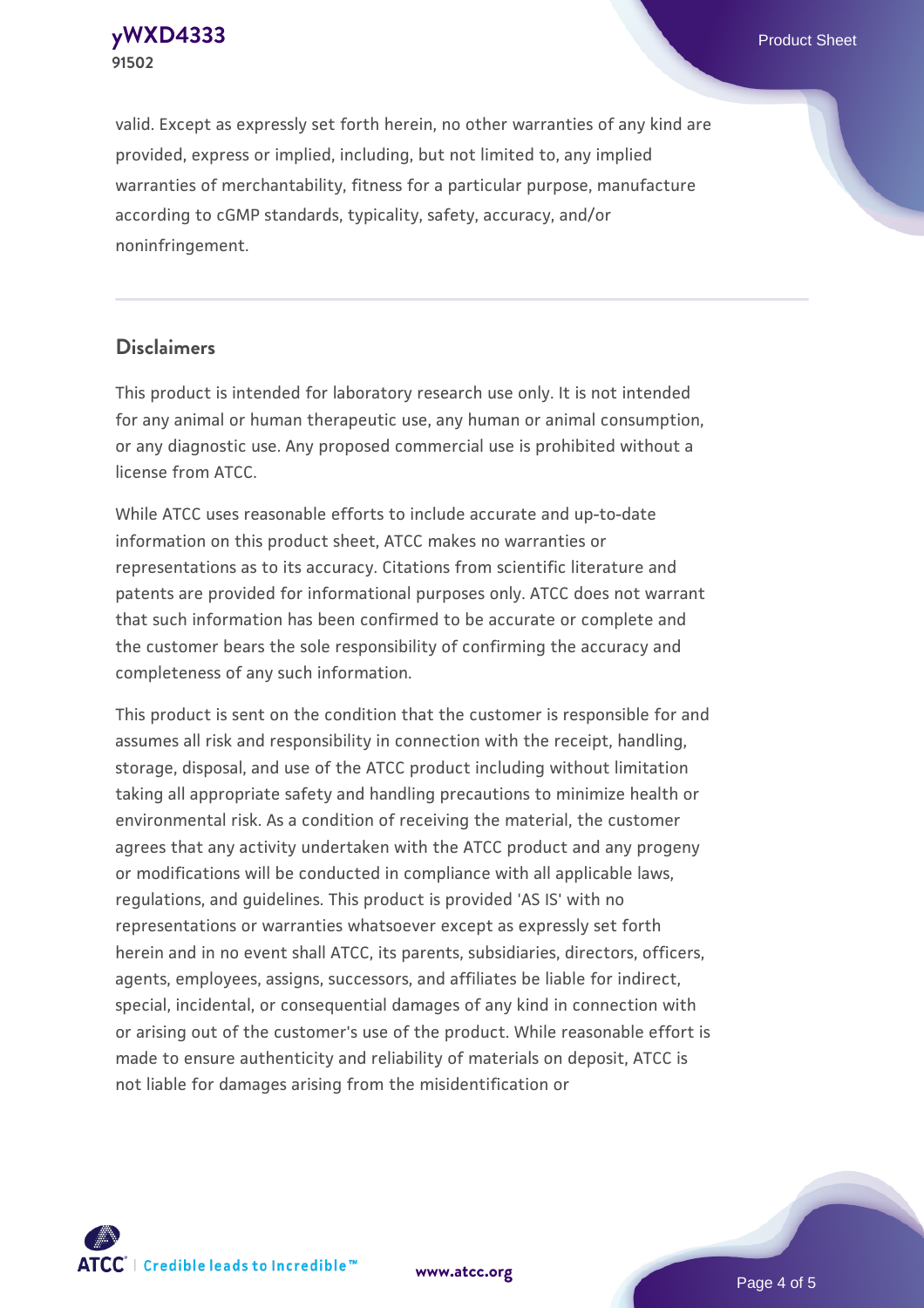valid. Except as expressly set forth herein, no other warranties of any kind are provided, express or implied, including, but not limited to, any implied warranties of merchantability, fitness for a particular purpose, manufacture according to cGMP standards, typicality, safety, accuracy, and/or noninfringement.

## Disclaimers

This product is intended for laboratory research use only. It is not intended for any animal or human therapeutic use, any human or animal consumption, or any diagnostic use. Any proposed commercial use is prohibited without a license from ATCC.

While ATCC uses reasonable efforts to include accurate and up-to-date information on this product sheet, ATCC makes no warranties or representations as to its accuracy. Citations from scientific literature and patents are provided for informational purposes only. ATCC does not warrant that such information has been confirmed to be accurate or complete and the customer bears the sole responsibility of confirming the accuracy and completeness of any such information.

This product is sent on the condition that the customer is responsible for and assumes all risk and responsibility in connection with the receipt, handling, storage, disposal, and use of the ATCC product including without limitation taking all appropriate safety and handling precautions to minimize health or environmental risk. As a condition of receiving the material, the customer agrees that any activity undertaken with the ATCC product and any progeny or modifications will be conducted in compliance with all applicable laws, regulations, and guidelines. This product is provided 'AS IS' with no representations or warranties whatsoever except as expressly set forth herein and in no event shall ATCC, its parents, subsidiaries, directors, officers, agents, employees, assigns, successors, and affiliates be liable for indirect, special, incidental, or consequential damages of any kind in connection with or arising out of the customer's use of the product. While reasonable effort is made to ensure authenticity and reliability of materials on deposit, ATCC is not liable for damages arising from the misidentification or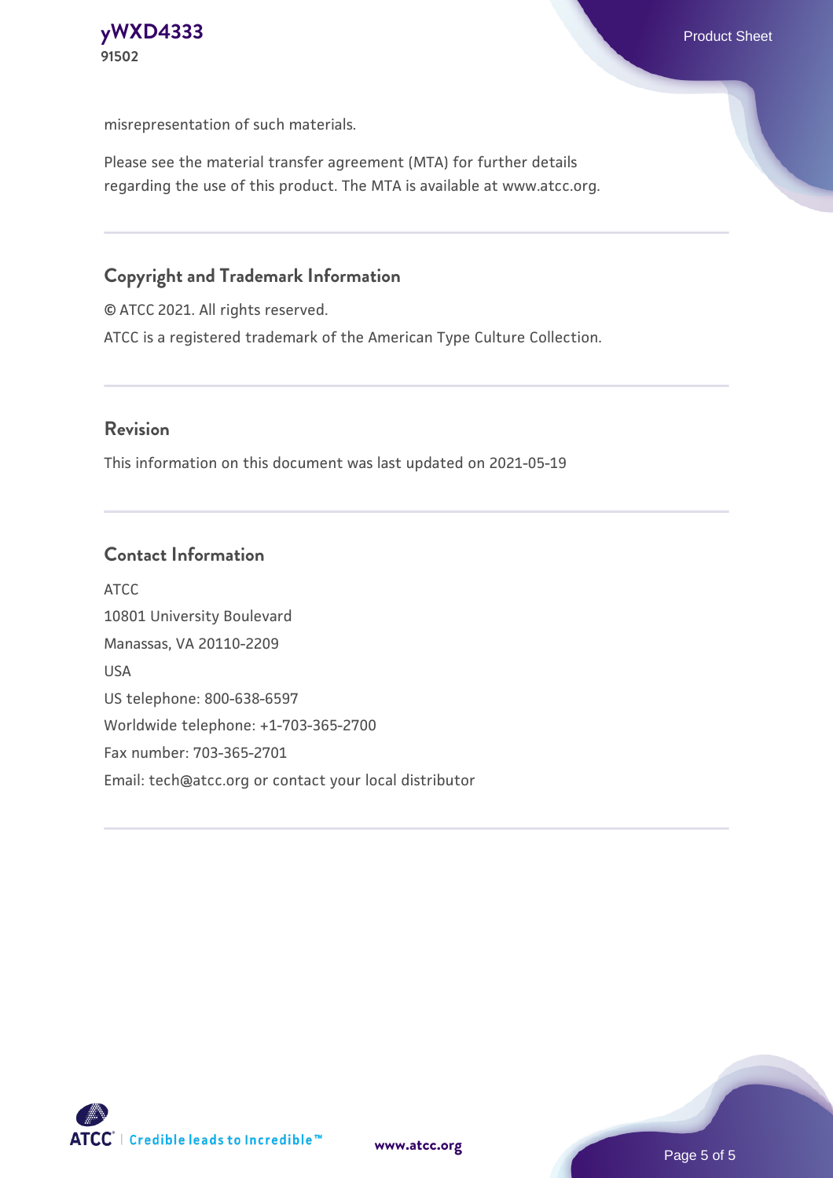misrepresentation of such materials.

Please see the material transfer agreement (MTA) for further details regarding the use of this product. The MTA is available at www.atcc.org.

## Copyright and Trademark Information

© ATCC 2021. All rights reserved.

ATCC is a registered trademark of the American Type Culture Collection.

## Revision

This information on this document was last updated on 2021-05-19

## Contact Information

ATCC
10801 University Boulevard
Manassas, VA 20110-2209
USA
US telephone: 800-638-6597
Worldwide telephone: +1-703-365-2700
Fax number: 703-365-2701
Email: tech@atcc.org or contact your local distributor